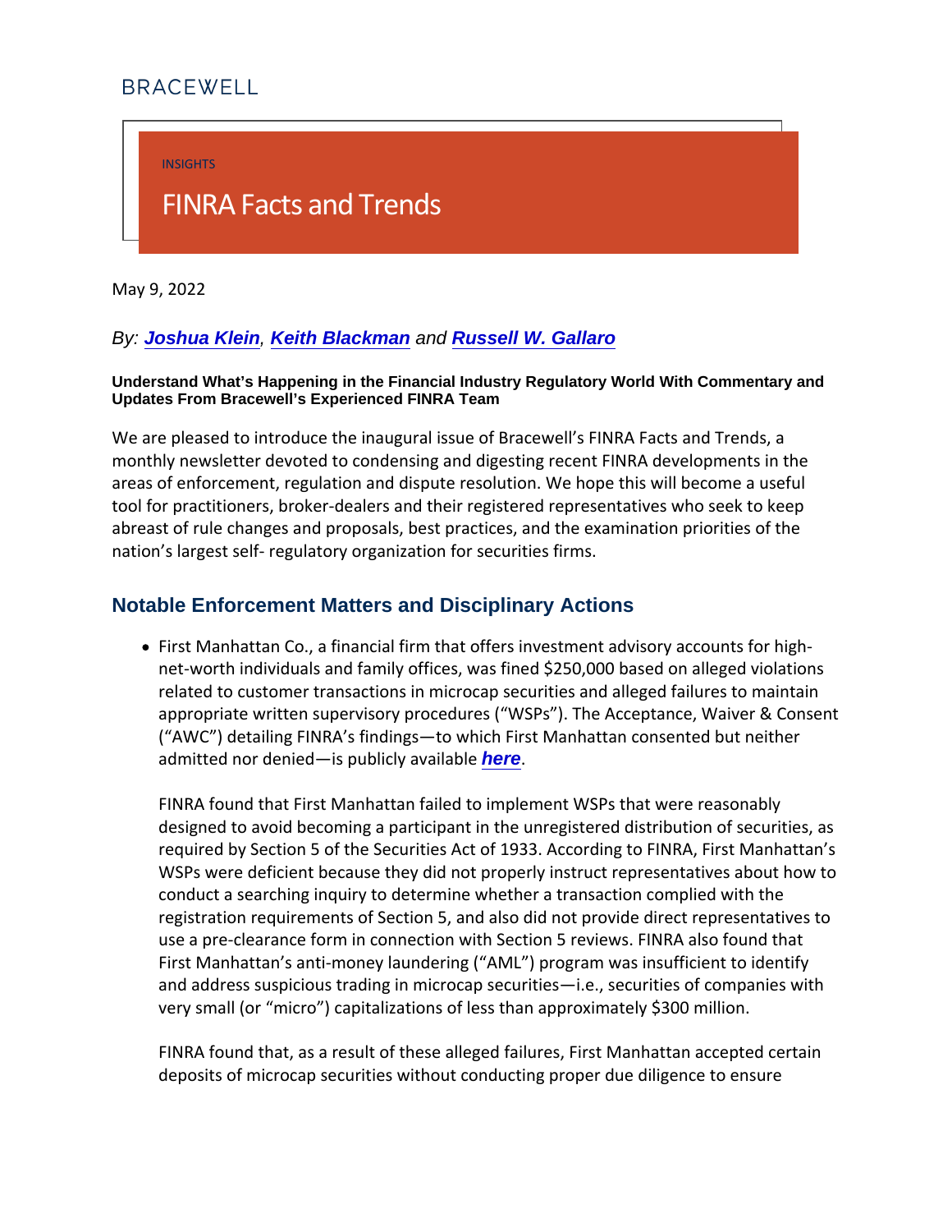BRACEWELL

INSIGHTS

# FINRA Facts and Trends

May 9, 2022

*By: **Joshua Klein**, **Keith Blackman** and **Russell W. Gallaro***

**Understand What's Happening in the Financial Industry Regulatory World With Commentary and Updates From Bracewell's Experienced FINRA Team**

We are pleased to introduce the inaugural issue of Bracewell's FINRA Facts and Trends, a monthly newsletter devoted to condensing and digesting recent FINRA developments in the areas of enforcement, regulation and dispute resolution. We hope this will become a useful tool for practitioners, broker-dealers and their registered representatives who seek to keep abreast of rule changes and proposals, best practices, and the examination priorities of the nation's largest self- regulatory organization for securities firms.

## Notable Enforcement Matters and Disciplinary Actions

- First Manhattan Co., a financial firm that offers investment advisory accounts for high-net-worth individuals and family offices, was fined $250,000 based on alleged violations related to customer transactions in microcap securities and alleged failures to maintain appropriate written supervisory procedures ("WSPs"). The Acceptance, Waiver & Consent ("AWC") detailing FINRA's findings—to which First Manhattan consented but neither admitted nor denied—is publicly available ***here***.

  FINRA found that First Manhattan failed to implement WSPs that were reasonably designed to avoid becoming a participant in the unregistered distribution of securities, as required by Section 5 of the Securities Act of 1933. According to FINRA, First Manhattan's WSPs were deficient because they did not properly instruct representatives about how to conduct a searching inquiry to determine whether a transaction complied with the registration requirements of Section 5, and also did not provide direct representatives to use a pre-clearance form in connection with Section 5 reviews. FINRA also found that First Manhattan's anti-money laundering ("AML") program was insufficient to identify and address suspicious trading in microcap securities—i.e., securities of companies with very small (or "micro") capitalizations of less than approximately $300 million.

  FINRA found that, as a result of these alleged failures, First Manhattan accepted certain deposits of microcap securities without conducting proper due diligence to ensure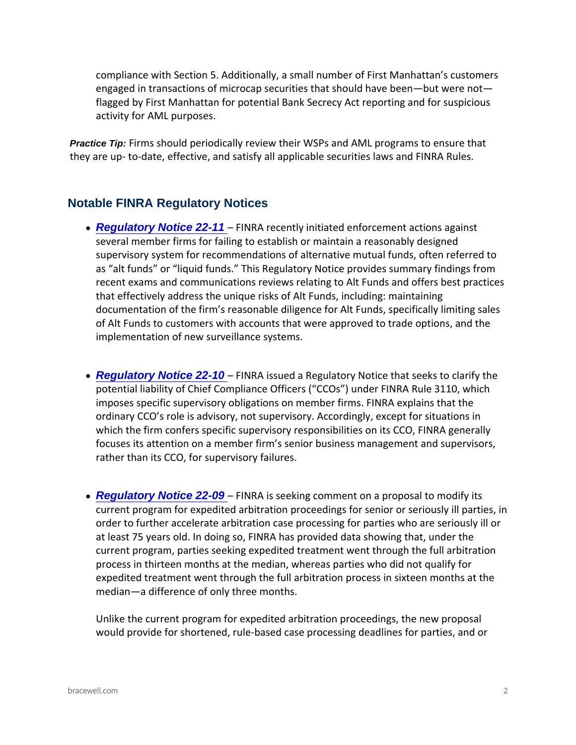compliance with Section 5. Additionally, a small number of First Manhattan's customers engaged in transactions of microcap securities that should have been—but were not—flagged by First Manhattan for potential Bank Secrecy Act reporting and for suspicious activity for AML purposes.

***Practice Tip:*** Firms should periodically review their WSPs and AML programs to ensure that they are up- to-date, effective, and satisfy all applicable securities laws and FINRA Rules.

## Notable FINRA Regulatory Notices

- ***Regulatory Notice 22-11*** – FINRA recently initiated enforcement actions against several member firms for failing to establish or maintain a reasonably designed supervisory system for recommendations of alternative mutual funds, often referred to as "alt funds" or "liquid funds." This Regulatory Notice provides summary findings from recent exams and communications reviews relating to Alt Funds and offers best practices that effectively address the unique risks of Alt Funds, including: maintaining documentation of the firm's reasonable diligence for Alt Funds, specifically limiting sales of Alt Funds to customers with accounts that were approved to trade options, and the implementation of new surveillance systems.

- ***Regulatory Notice 22-10*** – FINRA issued a Regulatory Notice that seeks to clarify the potential liability of Chief Compliance Officers ("CCOs") under FINRA Rule 3110, which imposes specific supervisory obligations on member firms. FINRA explains that the ordinary CCO's role is advisory, not supervisory. Accordingly, except for situations in which the firm confers specific supervisory responsibilities on its CCO, FINRA generally focuses its attention on a member firm's senior business management and supervisors, rather than its CCO, for supervisory failures.

- ***Regulatory Notice 22-09*** – FINRA is seeking comment on a proposal to modify its current program for expedited arbitration proceedings for senior or seriously ill parties, in order to further accelerate arbitration case processing for parties who are seriously ill or at least 75 years old. In doing so, FINRA has provided data showing that, under the current program, parties seeking expedited treatment went through the full arbitration process in thirteen months at the median, whereas parties who did not qualify for expedited treatment went through the full arbitration process in sixteen months at the median—a difference of only three months.

  Unlike the current program for expedited arbitration proceedings, the new proposal would provide for shortened, rule-based case processing deadlines for parties, and or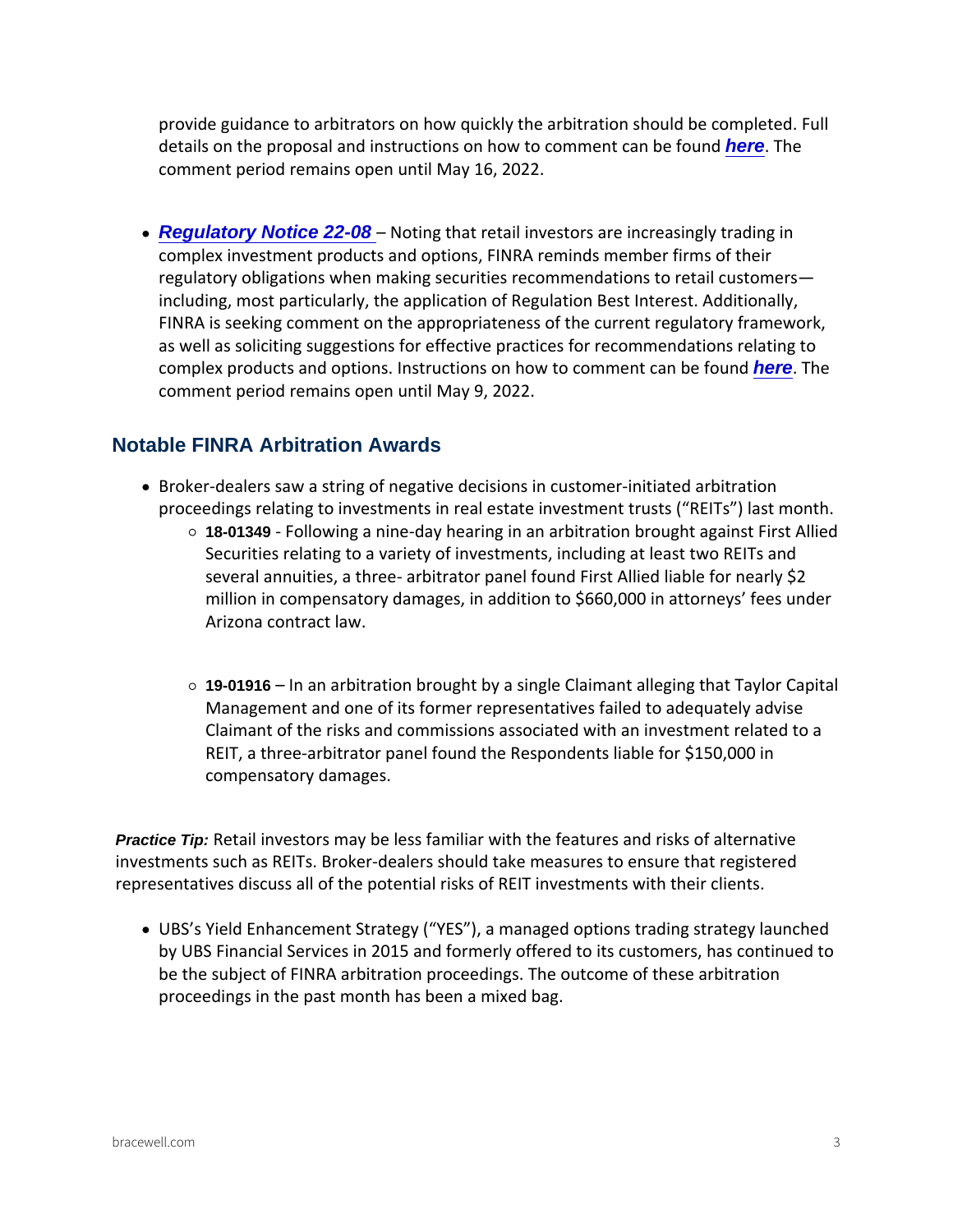provide guidance to arbitrators on how quickly the arbitration should be completed. Full details on the proposal and instructions on how to comment can be found ***here***. The comment period remains open until May 16, 2022.

- ***Regulatory Notice 22-08*** – Noting that retail investors are increasingly trading in complex investment products and options, FINRA reminds member firms of their regulatory obligations when making securities recommendations to retail customers—including, most particularly, the application of Regulation Best Interest. Additionally, FINRA is seeking comment on the appropriateness of the current regulatory framework, as well as soliciting suggestions for effective practices for recommendations relating to complex products and options. Instructions on how to comment can be found ***here***. The comment period remains open until May 9, 2022.

## Notable FINRA Arbitration Awards

- Broker-dealers saw a string of negative decisions in customer-initiated arbitration proceedings relating to investments in real estate investment trusts ("REITs") last month.
  - **18-01349** - Following a nine-day hearing in an arbitration brought against First Allied Securities relating to a variety of investments, including at least two REITs and several annuities, a three- arbitrator panel found First Allied liable for nearly $2 million in compensatory damages, in addition to $660,000 in attorneys' fees under Arizona contract law.
  - **19-01916** – In an arbitration brought by a single Claimant alleging that Taylor Capital Management and one of its former representatives failed to adequately advise Claimant of the risks and commissions associated with an investment related to a REIT, a three-arbitrator panel found the Respondents liable for $150,000 in compensatory damages.

***Practice Tip:*** Retail investors may be less familiar with the features and risks of alternative investments such as REITs. Broker-dealers should take measures to ensure that registered representatives discuss all of the potential risks of REIT investments with their clients.

- UBS's Yield Enhancement Strategy ("YES"), a managed options trading strategy launched by UBS Financial Services in 2015 and formerly offered to its customers, has continued to be the subject of FINRA arbitration proceedings. The outcome of these arbitration proceedings in the past month has been a mixed bag.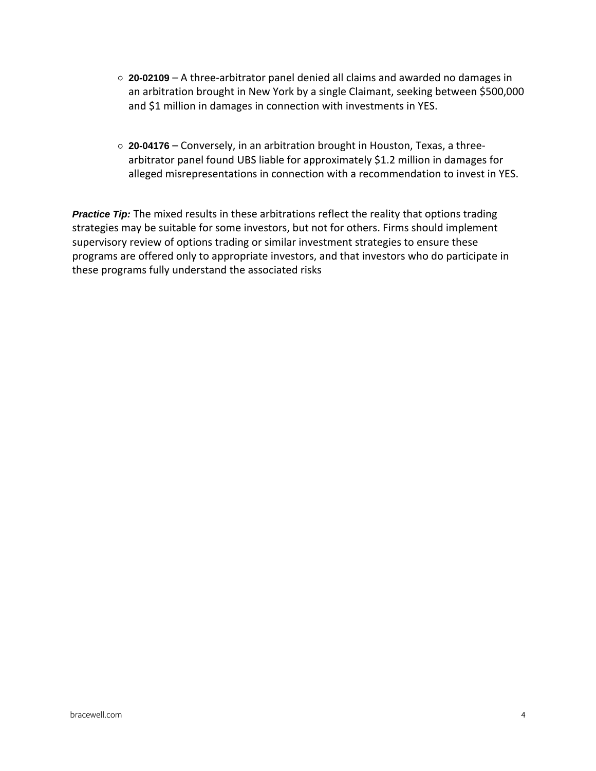- **20-02109** – A three-arbitrator panel denied all claims and awarded no damages in an arbitration brought in New York by a single Claimant, seeking between $500,000 and $1 million in damages in connection with investments in YES.

- **20-04176** – Conversely, in an arbitration brought in Houston, Texas, a three-arbitrator panel found UBS liable for approximately $1.2 million in damages for alleged misrepresentations in connection with a recommendation to invest in YES.

***Practice Tip:*** The mixed results in these arbitrations reflect the reality that options trading strategies may be suitable for some investors, but not for others. Firms should implement supervisory review of options trading or similar investment strategies to ensure these programs are offered only to appropriate investors, and that investors who do participate in these programs fully understand the associated risks